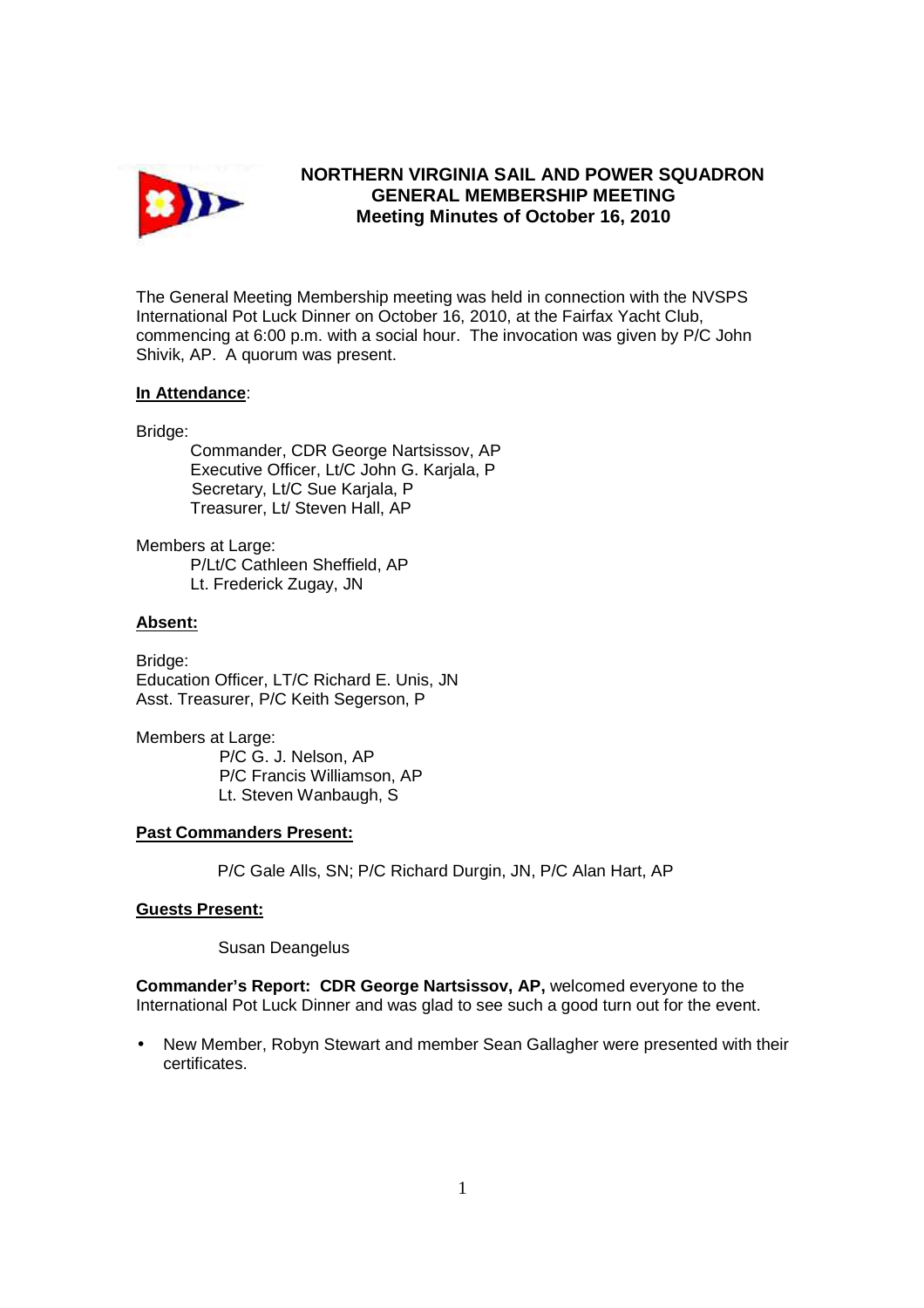# NORTHERN VIRGINIA SAIL AND POWER SQUADRON
## GENERAL MEMBERSHIP MEETING
### Meeting Minutes of October 16, 2010

The General Meeting Membership meeting was held in connection with the NVSPS International Pot Luck Dinner on October 16, 2010, at the Fairfax Yacht Club, commencing at 6:00 p.m. with a social hour. The invocation was given by P/C John Shivik, AP. A quorum was present.

**In Attendance**:

Bridge:
- Commander, CDR George Nartsissov, AP
- Executive Officer, Lt/C John G. Karjala, P
- Secretary, Lt/C Sue Karjala, P
- Treasurer, Lt/ Steven Hall, AP

Members at Large:
- P/Lt/C Cathleen Sheffield, AP
- Lt. Frederick Zugay, JN

**Absent:**

Bridge:
- Education Officer, LT/C Richard E. Unis, JN
- Asst. Treasurer, P/C Keith Segerson, P

Members at Large:
- P/C G. J. Nelson, AP
- P/C Francis Williamson, AP
- Lt. Steven Wanbaugh, S

**Past Commanders Present:**

P/C Gale Alls, SN; P/C Richard Durgin, JN, P/C Alan Hart, AP

**Guests Present:**

Susan Deangelus

**Commander's Report: CDR George Nartsissov, AP,** welcomed everyone to the International Pot Luck Dinner and was glad to see such a good turn out for the event.

- New Member, Robyn Stewart and member Sean Gallagher were presented with their certificates.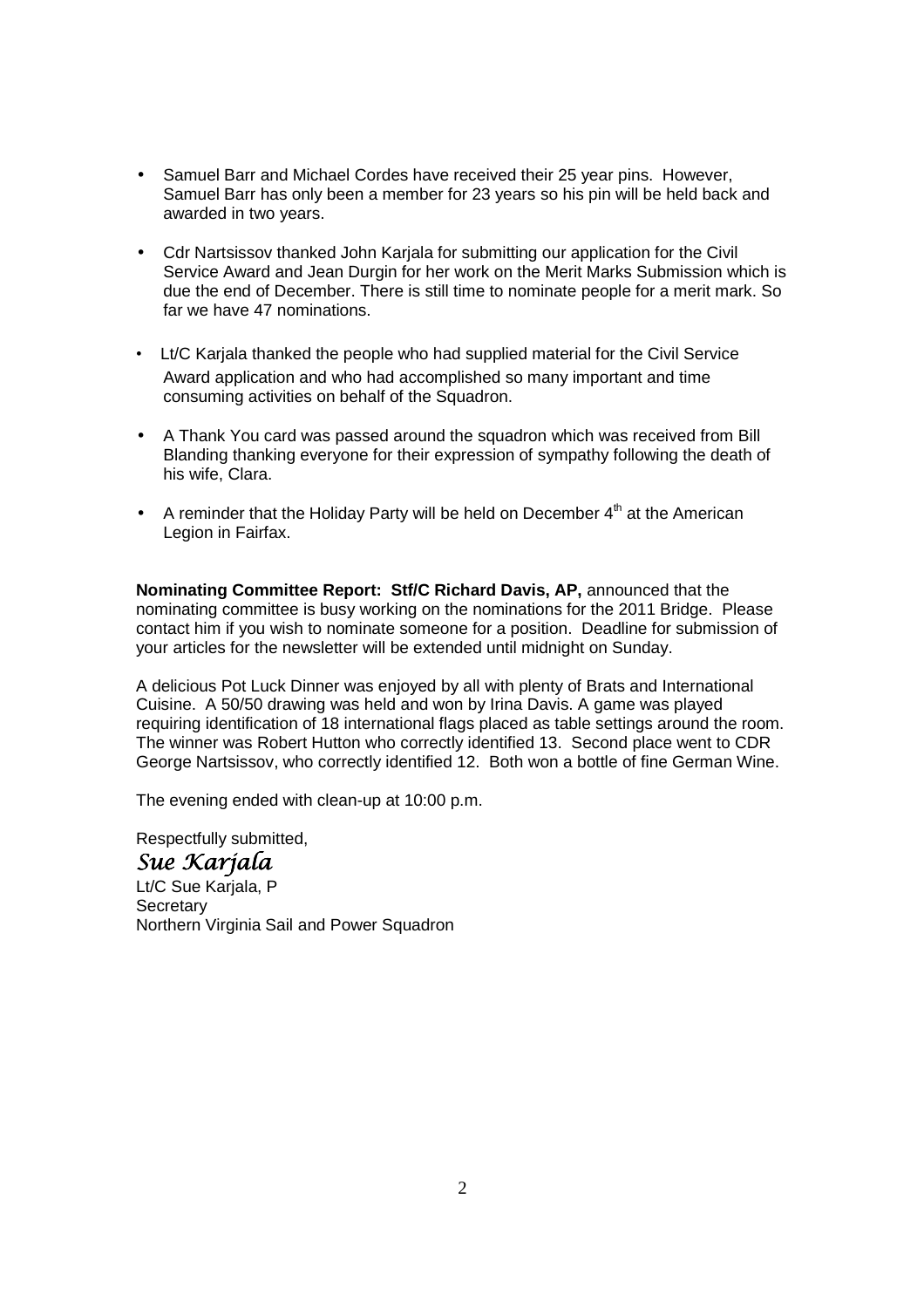- Samuel Barr and Michael Cordes have received their 25 year pins. However, Samuel Barr has only been a member for 23 years so his pin will be held back and awarded in two years.

- Cdr Nartsissov thanked John Karjala for submitting our application for the Civil Service Award and Jean Durgin for her work on the Merit Marks Submission which is due the end of December. There is still time to nominate people for a merit mark. So far we have 47 nominations.

- Lt/C Karjala thanked the people who had supplied material for the Civil Service Award application and who had accomplished so many important and time consuming activities on behalf of the Squadron.

- A Thank You card was passed around the squadron which was received from Bill Blanding thanking everyone for their expression of sympathy following the death of his wife, Clara.

- A reminder that the Holiday Party will be held on December 4th at the American Legion in Fairfax.

**Nominating Committee Report: Stf/C Richard Davis, AP,** announced that the nominating committee is busy working on the nominations for the 2011 Bridge. Please contact him if you wish to nominate someone for a position. Deadline for submission of your articles for the newsletter will be extended until midnight on Sunday.

A delicious Pot Luck Dinner was enjoyed by all with plenty of Brats and International Cuisine. A 50/50 drawing was held and won by Irina Davis. A game was played requiring identification of 18 international flags placed as table settings around the room. The winner was Robert Hutton who correctly identified 13. Second place went to CDR George Nartsissov, who correctly identified 12. Both won a bottle of fine German Wine.

The evening ended with clean-up at 10:00 p.m.

Respectfully submitted,

*Sue Karjala*

Lt/C Sue Karjala, P
Secretary
Northern Virginia Sail and Power Squadron